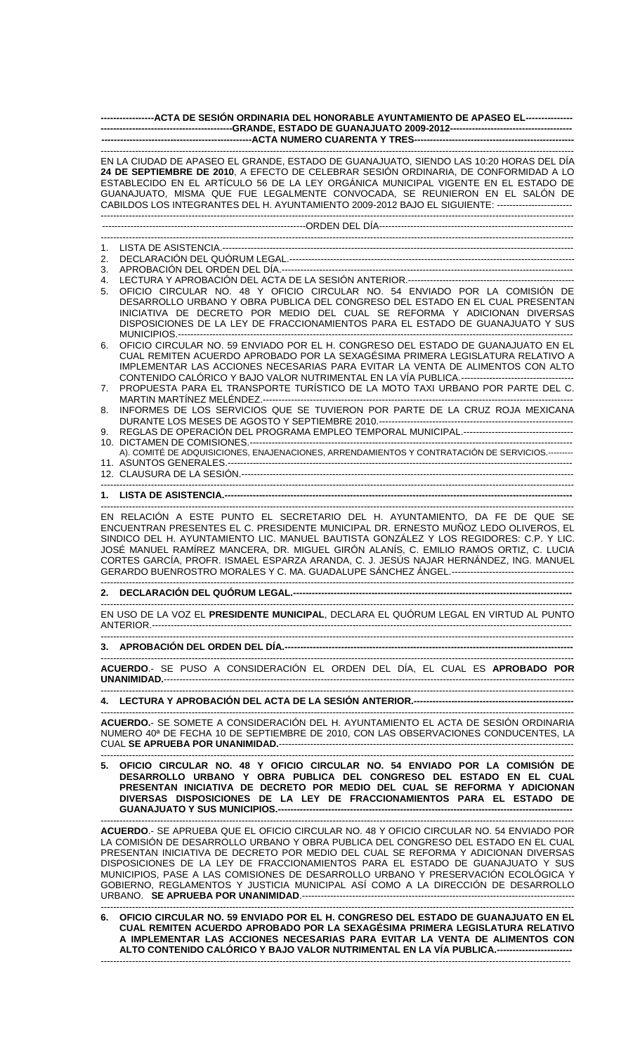**ACTA DE SESIÓN ORDINARIA DEL HONORABLE AYUNTAMIENTO DE APASEO EL GRANDE, ESTADO DE GUANAJUATO 2009-2012**

**ACTA NUMERO CUARENTA Y TRES**

EN LA CIUDAD DE APASEO EL GRANDE, ESTADO DE GUANAJUATO, SIENDO LAS 10:20 HORAS DEL DÍA **24 DE SEPTIEMBRE DE 2010**, A EFECTO DE CELEBRAR SESIÓN ORDINARIA, DE CONFORMIDAD A LO ESTABLECIDO EN EL ARTÍCULO 56 DE LA LEY ORGÁNICA MUNICIPAL VIGENTE EN EL ESTADO DE GUANAJUATO, MISMA QUE FUE LEGALMENTE CONVOCADA, SE REUNIERON EN EL SALÓN DE CABILDOS LOS INTEGRANTES DEL H. AYUNTAMIENTO 2009-2012 BAJO EL SIGUIENTE:

ORDEN DEL DÍA

1. LISTA DE ASISTENCIA.
2. DECLARACIÓN DEL QUÓRUM LEGAL.
3. APROBACIÓN DEL ORDEN DEL DÍA.
4. LECTURA Y APROBACIÓN DEL ACTA DE LA SESIÓN ANTERIOR.
5. OFICIO CIRCULAR NO. 48 Y OFICIO CIRCULAR NO. 54 ENVIADO POR LA COMISIÓN DE DESARROLLO URBANO Y OBRA PUBLICA DEL CONGRESO DEL ESTADO EN EL CUAL PRESENTAN INICIATIVA DE DECRETO POR MEDIO DEL CUAL SE REFORMA Y ADICIONAN DIVERSAS DISPOSICIONES DE LA LEY DE FRACCIONAMIENTOS PARA EL ESTADO DE GUANAJUATO Y SUS MUNICIPIOS.
6. OFICIO CIRCULAR NO. 59 ENVIADO POR EL H. CONGRESO DEL ESTADO DE GUANAJUATO EN EL CUAL REMITEN ACUERDO APROBADO POR LA SEXAGÉSIMA PRIMERA LEGISLATURA RELATIVO A IMPLEMENTAR LAS ACCIONES NECESARIAS PARA EVITAR LA VENTA DE ALIMENTOS CON ALTO CONTENIDO CALÓRICO Y BAJO VALOR NUTRIMENTAL EN LA VÍA PUBLICA.
7. PROPUESTA PARA EL TRANSPORTE TURÍSTICO DE LA MOTO TAXI URBANO POR PARTE DEL C. MARTIN MARTÍNEZ MELÉNDEZ.
8. INFORMES DE LOS SERVICIOS QUE SE TUVIERON POR PARTE DE LA CRUZ ROJA MEXICANA DURANTE LOS MESES DE AGOSTO Y SEPTIEMBRE 2010.
9. REGLAS DE OPERACIÓN DEL PROGRAMA EMPLEO TEMPORAL MUNICIPAL.
10. DICTAMEN DE COMISIONES.
    A). COMITÉ DE ADQUISICIONES, ENAJENACIONES, ARRENDAMIENTOS Y CONTRATACIÓN DE SERVICIOS.
11. ASUNTOS GENERALES.
12. CLAUSURA DE LA SESIÓN.

**1. LISTA DE ASISTENCIA.**

EN RELACIÓN A ESTE PUNTO EL SECRETARIO DEL H. AYUNTAMIENTO, DA FE DE QUE SE ENCUENTRAN PRESENTES EL C. PRESIDENTE MUNICIPAL DR. ERNESTO MUÑOZ LEDO OLIVEROS, EL SINDICO DEL H. AYUNTAMIENTO LIC. MANUEL BAUTISTA GONZÁLEZ Y LOS REGIDORES: C.P. Y LIC. JOSÉ MANUEL RAMÍREZ MANCERA, DR. MIGUEL GIRÓN ALANÍS, C. EMILIO RAMOS ORTIZ, C. LUCIA CORTES GARCÍA, PROFR. ISMAEL ESPARZA ARANDA, C. J. JESÚS NAJAR HERNÁNDEZ, ING. MANUEL GERARDO BUENROSTRO MORALES Y C. MA. GUADALUPE SÁNCHEZ ÁNGEL.

**2. DECLARACIÓN DEL QUÓRUM LEGAL.**

EN USO DE LA VOZ EL **PRESIDENTE MUNICIPAL**, DECLARA EL QUÓRUM LEGAL EN VIRTUD AL PUNTO ANTERIOR.

**3. APROBACIÓN DEL ORDEN DEL DÍA.**

**ACUERDO**.- SE PUSO A CONSIDERACIÓN EL ORDEN DEL DÍA, EL CUAL ES **APROBADO POR UNANIMIDAD.**

**4. LECTURA Y APROBACIÓN DEL ACTA DE LA SESIÓN ANTERIOR.**

**ACUERDO.**- SE SOMETE A CONSIDERACIÓN DEL H. AYUNTAMIENTO EL ACTA DE SESIÓN ORDINARIA NUMERO 40ª DE FECHA 10 DE SEPTIEMBRE DE 2010, CON LAS OBSERVACIONES CONDUCENTES, LA CUAL **SE APRUEBA POR UNANIMIDAD.**

**5. OFICIO CIRCULAR NO. 48 Y OFICIO CIRCULAR NO. 54 ENVIADO POR LA COMISIÓN DE DESARROLLO URBANO Y OBRA PUBLICA DEL CONGRESO DEL ESTADO EN EL CUAL PRESENTAN INICIATIVA DE DECRETO POR MEDIO DEL CUAL SE REFORMA Y ADICIONAN DIVERSAS DISPOSICIONES DE LA LEY DE FRACCIONAMIENTOS PARA EL ESTADO DE GUANAJUATO Y SUS MUNICIPIOS.**

**ACUERDO**.- SE APRUEBA QUE EL OFICIO CIRCULAR NO. 48 Y OFICIO CIRCULAR NO. 54 ENVIADO POR LA COMISIÓN DE DESARROLLO URBANO Y OBRA PUBLICA DEL CONGRESO DEL ESTADO EN EL CUAL PRESENTAN INICIATIVA DE DECRETO POR MEDIO DEL CUAL SE REFORMA Y ADICIONAN DIVERSAS DISPOSICIONES DE LA LEY DE FRACCIONAMIENTOS PARA EL ESTADO DE GUANAJUATO Y SUS MUNICIPIOS, PASE A LAS COMISIONES DE DESARROLLO URBANO Y PRESERVACIÓN ECOLÓGICA Y GOBIERNO, REGLAMENTOS Y JUSTICIA MUNICIPAL ASÍ COMO A LA DIRECCIÓN DE DESARROLLO URBANO. **SE APRUEBA POR UNANIMIDAD**.

**6. OFICIO CIRCULAR NO. 59 ENVIADO POR EL H. CONGRESO DEL ESTADO DE GUANAJUATO EN EL CUAL REMITEN ACUERDO APROBADO POR LA SEXAGÉSIMA PRIMERA LEGISLATURA RELATIVO A IMPLEMENTAR LAS ACCIONES NECESARIAS PARA EVITAR LA VENTA DE ALIMENTOS CON ALTO CONTENIDO CALÓRICO Y BAJO VALOR NUTRIMENTAL EN LA VÍA PUBLICA.**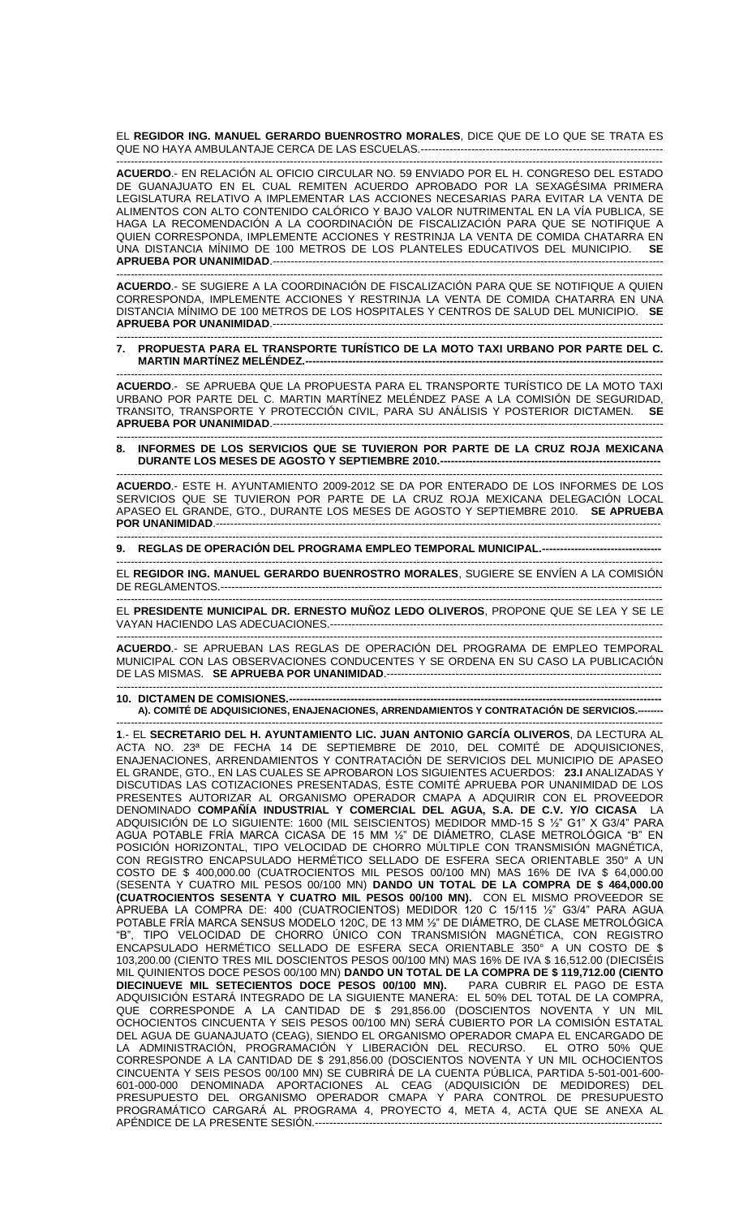EL **REGIDOR ING. MANUEL GERARDO BUENROSTRO MORALES**, DICE QUE DE LO QUE SE TRATA ES QUE NO HAYA AMBULANTAJE CERCA DE LAS ESCUELAS.------------------------------------------------------------------

**ACUERDO**.- EN RELACIÓN AL OFICIO CIRCULAR NO. 59 ENVIADO POR EL H. CONGRESO DEL ESTADO DE GUANAJUATO EN EL CUAL REMITEN ACUERDO APROBADO POR LA SEXAGÉSIMA PRIMERA LEGISLATURA RELATIVO A IMPLEMENTAR LAS ACCIONES NECESARIAS PARA EVITAR LA VENTA DE ALIMENTOS CON ALTO CONTENIDO CALÓRICO Y BAJO VALOR NUTRIMENTAL EN LA VÍA PUBLICA, SE HAGA LA RECOMENDACIÓN A LA COORDINACIÓN DE FISCALIZACIÓN PARA QUE SE NOTIFIQUE A QUIEN CORRESPONDA, IMPLEMENTE ACCIONES Y RESTRINJA LA VENTA DE COMIDA CHATARRA EN UNA DISTANCIA MÍNIMO DE 100 METROS DE LOS PLANTELES EDUCATIVOS DEL MUNICIPIO. **SE APRUEBA POR UNANIMIDAD**.-----------------------------------------------------------------------------------------------------------

**ACUERDO**.- SE SUGIERE A LA COORDINACIÓN DE FISCALIZACIÓN PARA QUE SE NOTIFIQUE A QUIEN CORRESPONDA, IMPLEMENTE ACCIONES Y RESTRINJA LA VENTA DE COMIDA CHATARRA EN UNA DISTANCIA MÍNIMO DE 100 METROS DE LOS HOSPITALES Y CENTROS DE SALUD DEL MUNICIPIO. **SE APRUEBA POR UNANIMIDAD**.-----------------------------------------------------------------------------------------------------------

**7. PROPUESTA PARA EL TRANSPORTE TURÍSTICO DE LA MOTO TAXI URBANO POR PARTE DEL C. MARTIN MARTÍNEZ MELÉNDEZ.------------------------------------------------------------------------------------------------**

**ACUERDO**.- SE APRUEBA QUE LA PROPUESTA PARA EL TRANSPORTE TURÍSTICO DE LA MOTO TAXI URBANO POR PARTE DEL C. MARTIN MARTÍNEZ MELÉNDEZ PASE A LA COMISIÓN DE SEGURIDAD, TRANSITO, TRANSPORTE Y PROTECCIÓN CIVIL, PARA SU ANÁLISIS Y POSTERIOR DICTAMEN. **SE APRUEBA POR UNANIMIDAD**.-----------------------------------------------------------------------------------------------------------

**8. INFORMES DE LOS SERVICIOS QUE SE TUVIERON POR PARTE DE LA CRUZ ROJA MEXICANA DURANTE LOS MESES DE AGOSTO Y SEPTIEMBRE 2010.-------------------------------------------------------------**

**ACUERDO**.- ESTE H. AYUNTAMIENTO 2009-2012 SE DA POR ENTERADO DE LOS INFORMES DE LOS SERVICIOS QUE SE TUVIERON POR PARTE DE LA CRUZ ROJA MEXICANA DELEGACIÓN LOCAL APASEO EL GRANDE, GTO., DURANTE LOS MESES DE AGOSTO Y SEPTIEMBRE 2010. **SE APRUEBA POR UNANIMIDAD**.--------------------------------------------------------------------------------------------------------------------------

**9. REGLAS DE OPERACIÓN DEL PROGRAMA EMPLEO TEMPORAL MUNICIPAL.---------------------------------**

EL **REGIDOR ING. MANUEL GERARDO BUENROSTRO MORALES**, SUGIERE SE ENVÍEN A LA COMISIÓN DE REGLAMENTOS.--------------------------------------------------------------------------------------------------------------------

EL **PRESIDENTE MUNICIPAL DR. ERNESTO MUÑOZ LEDO OLIVEROS**, PROPONE QUE SE LEA Y SE LE VAYAN HACIENDO LAS ADECUACIONES.--------------------------------------------------------------------------------------------

**ACUERDO**.- SE APRUEBAN LAS REGLAS DE OPERACIÓN DEL PROGRAMA DE EMPLEO TEMPORAL MUNICIPAL CON LAS OBSERVACIONES CONDUCENTES Y SE ORDENA EN SU CASO LA PUBLICACIÓN DE LAS MISMAS. **SE APRUEBA POR UNANIMIDAD**.--------------------------------------------------------------------------

**10. DICTAMEN DE COMISIONES.------------------------------------------------------------------------------------------------**

**A). COMITÉ DE ADQUISICIONES, ENAJENACIONES, ARRENDAMIENTOS Y CONTRATACIÓN DE SERVICIOS.--------**

**1**.- EL **SECRETARIO DEL H. AYUNTAMIENTO LIC. JUAN ANTONIO GARCÍA OLIVEROS**, DA LECTURA AL ACTA NO. 23ª DE FECHA 14 DE SEPTIEMBRE DE 2010, DEL COMITÉ DE ADQUISICIONES, ENAJENACIONES, ARRENDAMIENTOS Y CONTRATACIÓN DE SERVICIOS DEL MUNICIPIO DE APASEO EL GRANDE, GTO., EN LAS CUALES SE APROBARON LOS SIGUIENTES ACUERDOS: **23.I** ANALIZADAS Y DISCUTIDAS LAS COTIZACIONES PRESENTADAS, ÉSTE COMITÉ APRUEBA POR UNANIMIDAD DE LOS PRESENTES AUTORIZAR AL ORGANISMO OPERADOR CMAPA A ADQUIRIR CON EL PROVEEDOR DENOMINADO **COMPAÑÍA INDUSTRIAL Y COMERCIAL DEL AGUA, S.A. DE C.V. Y/O CICASA** LA ADQUISICIÓN DE LO SIGUIENTE: 1600 (MIL SEISCIENTOS) MEDIDOR MMD-15 S ½" G1" X G3/4" PARA AGUA POTABLE FRÍA MARCA CICASA DE 15 MM ½" DE DIÁMETRO, CLASE METROLÓGICA "B" EN POSICIÓN HORIZONTAL, TIPO VELOCIDAD DE CHORRO MÚLTIPLE CON TRANSMISIÓN MAGNÉTICA, CON REGISTRO ENCAPSULADO HERMÉTICO SELLADO DE ESFERA SECA ORIENTABLE 350° A UN COSTO DE $ 400,000.00 (CUATROCIENTOS MIL PESOS 00/100 MN) MAS 16% DE IVA $ 64,000.00 (SESENTA Y CUATRO MIL PESOS 00/100 MN) **DANDO UN TOTAL DE LA COMPRA DE $ 464,000.00 (CUATROCIENTOS SESENTA Y CUATRO MIL PESOS 00/100 MN).** CON EL MISMO PROVEEDOR SE APRUEBA LA COMPRA DE: 400 (CUATROCIENTOS) MEDIDOR 120 C 15/115 ½" G3/4" PARA AGUA POTABLE FRÍA MARCA SENSUS MODELO 120C, DE 13 MM ½" DE DIÁMETRO, DE CLASE METROLÓGICA "B", TIPO VELOCIDAD DE CHORRO ÚNICO CON TRANSMISIÓN MAGNÉTICA, CON REGISTRO ENCAPSULADO HERMÉTICO SELLADO DE ESFERA SECA ORIENTABLE 350° A UN COSTO DE $ 103,200.00 (CIENTO TRES MIL DOSCIENTOS PESOS 00/100 MN) MAS 16% DE IVA $ 16,512.00 (DIECISÉIS MIL QUINIENTOS DOCE PESOS 00/100 MN) **DANDO UN TOTAL DE LA COMPRA DE $ 119,712.00 (CIENTO DIECINUEVE MIL SETECIENTOS DOCE PESOS 00/100 MN).** PARA CUBRIR EL PAGO DE ESTA ADQUISICIÓN ESTARÁ INTEGRADO DE LA SIGUIENTE MANERA: EL 50% DEL TOTAL DE LA COMPRA, QUE CORRESPONDE A LA CANTIDAD DE $ 291,856.00 (DOSCIENTOS NOVENTA Y UN MIL OCHOCIENTOS CINCUENTA Y SEIS PESOS 00/100 MN) SERÁ CUBIERTO POR LA COMISIÓN ESTATAL DEL AGUA DE GUANAJUATO (CEAG), SIENDO EL ORGANISMO OPERADOR CMAPA EL ENCARGADO DE LA ADMINISTRACIÓN, PROGRAMACIÓN Y LIBERACIÓN DEL RECURSO. EL OTRO 50% QUE CORRESPONDE A LA CANTIDAD DE $ 291,856.00 (DOSCIENTOS NOVENTA Y UN MIL OCHOCIENTOS CINCUENTA Y SEIS PESOS 00/100 MN) SE CUBRIRÁ DE LA CUENTA PÚBLICA, PARTIDA 5-501-001-600-601-000-000 DENOMINADA APORTACIONES AL CEAG (ADQUISICIÓN DE MEDIDORES) DEL PRESUPUESTO DEL ORGANISMO OPERADOR CMAPA Y PARA CONTROL DE PRESUPUESTO PROGRAMÁTICO CARGARÁ AL PROGRAMA 4, PROYECTO 4, META 4, ACTA QUE SE ANEXA AL APÉNDICE DE LA PRESENTE SESIÓN.----------------------------------------------------------------------------------------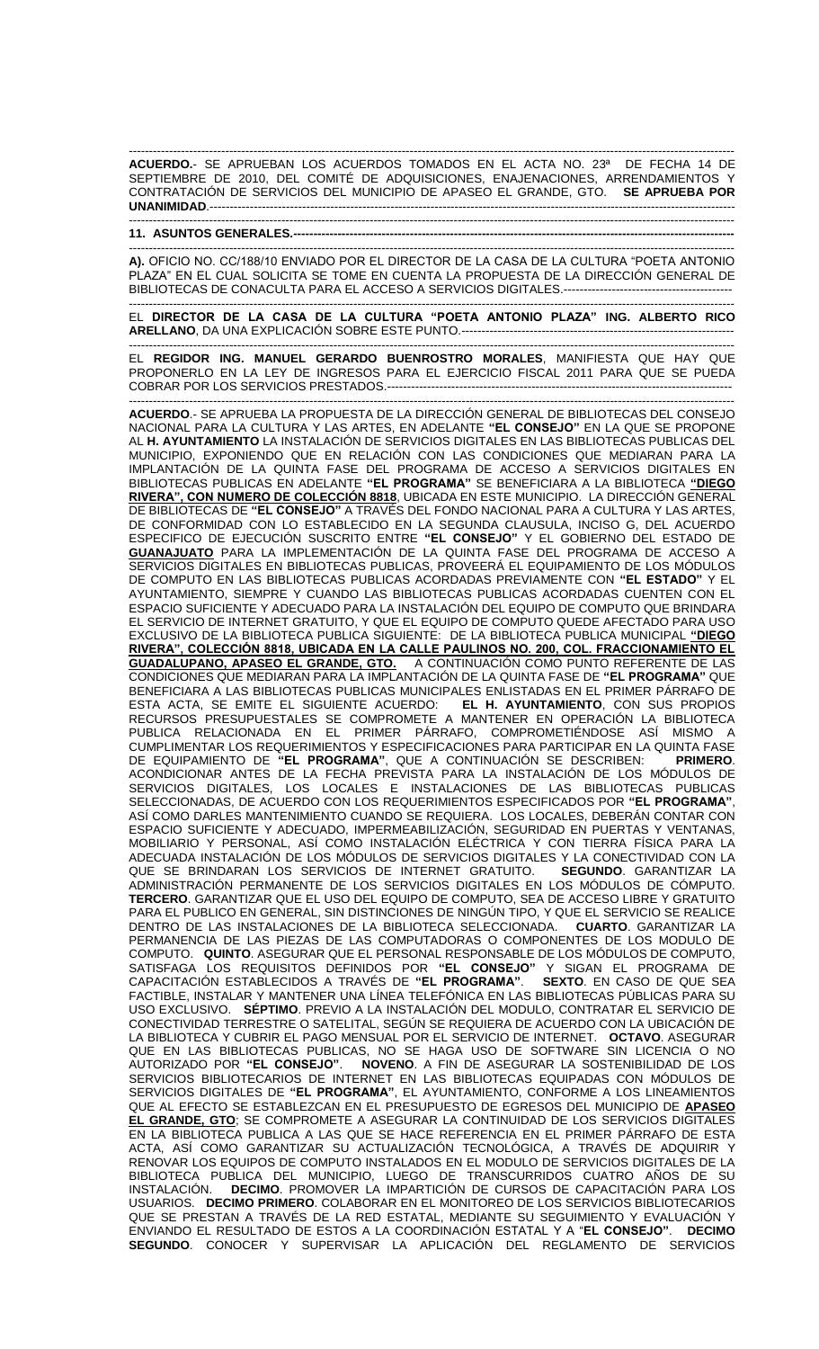---

**ACUERDO.**- SE APRUEBAN LOS ACUERDOS TOMADOS EN EL ACTA NO. 23ª DE FECHA 14 DE SEPTIEMBRE DE 2010, DEL COMITÉ DE ADQUISICIONES, ENAJENACIONES, ARRENDAMIENTOS Y CONTRATACIÓN DE SERVICIOS DEL MUNICIPIO DE APASEO EL GRANDE, GTO. **SE APRUEBA POR UNANIMIDAD**.---

---

**11. ASUNTOS GENERALES.---**

---

**A).** OFICIO NO. CC/188/10 ENVIADO POR EL DIRECTOR DE LA CASA DE LA CULTURA "POETA ANTONIO PLAZA" EN EL CUAL SOLICITA SE TOME EN CUENTA LA PROPUESTA DE LA DIRECCIÓN GENERAL DE BIBLIOTECAS DE CONACULTA PARA EL ACCESO A SERVICIOS DIGITALES.---

---

EL **DIRECTOR DE LA CASA DE LA CULTURA "POETA ANTONIO PLAZA" ING. ALBERTO RICO ARELLANO**, DA UNA EXPLICACIÓN SOBRE ESTE PUNTO.---

---

EL **REGIDOR ING. MANUEL GERARDO BUENROSTRO MORALES**, MANIFIESTA QUE HAY QUE PROPONERLO EN LA LEY DE INGRESOS PARA EL EJERCICIO FISCAL 2011 PARA QUE SE PUEDA COBRAR POR LOS SERVICIOS PRESTADOS.---

---

**ACUERDO**.- SE APRUEBA LA PROPUESTA DE LA DIRECCIÓN GENERAL DE BIBLIOTECAS DEL CONSEJO NACIONAL PARA LA CULTURA Y LAS ARTES, EN ADELANTE **"EL CONSEJO"** EN LA QUE SE PROPONE AL **H. AYUNTAMIENTO** LA INSTALACIÓN DE SERVICIOS DIGITALES EN LAS BIBLIOTECAS PUBLICAS DEL MUNICIPIO, EXPONIENDO QUE EN RELACIÓN CON LAS CONDICIONES QUE MEDIARAN PARA LA IMPLANTACIÓN DE LA QUINTA FASE DEL PROGRAMA DE ACCESO A SERVICIOS DIGITALES EN BIBLIOTECAS PUBLICAS EN ADELANTE **"EL PROGRAMA"** SE BENEFICIARA A LA BIBLIOTECA **"DIEGO RIVERA", CON NUMERO DE COLECCIÓN 8818**, UBICADA EN ESTE MUNICIPIO. LA DIRECCIÓN GENERAL DE BIBLIOTECAS DE **"EL CONSEJO"** A TRAVÉS DEL FONDO NACIONAL PARA A CULTURA Y LAS ARTES, DE CONFORMIDAD CON LO ESTABLECIDO EN LA SEGUNDA CLAUSULA, INCISO G, DEL ACUERDO ESPECIFICO DE EJECUCIÓN SUSCRITO ENTRE **"EL CONSEJO"** Y EL GOBIERNO DEL ESTADO DE **GUANAJUATO** PARA LA IMPLEMENTACIÓN DE LA QUINTA FASE DEL PROGRAMA DE ACCESO A SERVICIOS DIGITALES EN BIBLIOTECAS PUBLICAS, PROVEERÁ EL EQUIPAMIENTO DE LOS MÓDULOS DE COMPUTO EN LAS BIBLIOTECAS PUBLICAS ACORDADAS PREVIAMENTE CON **"EL ESTADO"** Y EL AYUNTAMIENTO, SIEMPRE Y CUANDO LAS BIBLIOTECAS PUBLICAS ACORDADAS CUENTEN CON EL ESPACIO SUFICIENTE Y ADECUADO PARA LA INSTALACIÓN DEL EQUIPO DE COMPUTO QUE BRINDARA EL SERVICIO DE INTERNET GRATUITO, Y QUE EL EQUIPO DE COMPUTO QUEDE AFECTADO PARA USO EXCLUSIVO DE LA BIBLIOTECA PUBLICA SIGUIENTE: DE LA BIBLIOTECA PUBLICA MUNICIPAL **"DIEGO RIVERA", COLECCIÓN 8818, UBICADA EN LA CALLE PAULINOS NO. 200, COL. FRACCIONAMIENTO EL GUADALUPANO, APASEO EL GRANDE, GTO.** A CONTINUACIÓN COMO PUNTO REFERENTE DE LAS CONDICIONES QUE MEDIARAN PARA LA IMPLANTACIÓN DE LA QUINTA FASE DE **"EL PROGRAMA"** QUE BENEFICIARA A LAS BIBLIOTECAS PUBLICAS MUNICIPALES ENLISTADAS EN EL PRIMER PÁRRAFO DE ESTA ACTA, SE EMITE EL SIGUIENTE ACUERDO: **EL H. AYUNTAMIENTO**, CON SUS PROPIOS RECURSOS PRESUPUESTALES SE COMPROMETE A MANTENER EN OPERACIÓN LA BIBLIOTECA PUBLICA RELACIONADA EN EL PRIMER PÁRRAFO, COMPROMETIÉNDOSE ASÍ MISMO A CUMPLIMENTAR LOS REQUERIMIENTOS Y ESPECIFICACIONES PARA PARTICIPAR EN LA QUINTA FASE DE EQUIPAMIENTO DE **"EL PROGRAMA"**, QUE A CONTINUACIÓN SE DESCRIBEN: **PRIMERO**. ACONDICIONAR ANTES DE LA FECHA PREVISTA PARA LA INSTALACIÓN DE LOS MÓDULOS DE SERVICIOS DIGITALES, LOS LOCALES E INSTALACIONES DE LAS BIBLIOTECAS PUBLICAS SELECCIONADAS, DE ACUERDO CON LOS REQUERIMIENTOS ESPECIFICADOS POR **"EL PROGRAMA"**, ASÍ COMO DARLES MANTENIMIENTO CUANDO SE REQUIERA. LOS LOCALES, DEBERÁN CONTAR CON ESPACIO SUFICIENTE Y ADECUADO, IMPERMEABILIZACIÓN, SEGURIDAD EN PUERTAS Y VENTANAS, MOBILIARIO Y PERSONAL, ASÍ COMO INSTALACIÓN ELÉCTRICA Y CON TIERRA FÍSICA PARA LA ADECUADA INSTALACIÓN DE LOS MÓDULOS DE SERVICIOS DIGITALES Y LA CONECTIVIDAD CON LA QUE SE BRINDARAN LOS SERVICIOS DE INTERNET GRATUITO. **SEGUNDO**. GARANTIZAR LA ADMINISTRACIÓN PERMANENTE DE LOS SERVICIOS DIGITALES EN LOS MÓDULOS DE CÓMPUTO. **TERCERO**. GARANTIZAR QUE EL USO DEL EQUIPO DE COMPUTO, SEA DE ACCESO LIBRE Y GRATUITO PARA EL PUBLICO EN GENERAL, SIN DISTINCIONES DE NINGÚN TIPO, Y QUE EL SERVICIO SE REALICE DENTRO DE LAS INSTALACIONES DE LA BIBLIOTECA SELECCIONADA. **CUARTO**. GARANTIZAR LA PERMANENCIA DE LAS PIEZAS DE LAS COMPUTADORAS O COMPONENTES DE LOS MODULO DE COMPUTO. **QUINTO**. ASEGURAR QUE EL PERSONAL RESPONSABLE DE LOS MÓDULOS DE COMPUTO, SATISFAGA LOS REQUISITOS DEFINIDOS POR **"EL CONSEJO"** Y SIGAN EL PROGRAMA DE CAPACITACIÓN ESTABLECIDOS A TRAVÉS DE **"EL PROGRAMA"**. **SEXTO**. EN CASO DE QUE SEA FACTIBLE, INSTALAR Y MANTENER UNA LÍNEA TELEFÓNICA EN LAS BIBLIOTECAS PÚBLICAS PARA SU USO EXCLUSIVO. **SÉPTIMO**. PREVIO A LA INSTALACIÓN DEL MODULO, CONTRATAR EL SERVICIO DE CONECTIVIDAD TERRESTRE O SATELITAL, SEGÚN SE REQUIERA DE ACUERDO CON LA UBICACIÓN DE LA BIBLIOTECA Y CUBRIR EL PAGO MENSUAL POR EL SERVICIO DE INTERNET. **OCTAVO**. ASEGURAR QUE EN LAS BIBLIOTECAS PUBLICAS, NO SE HAGA USO DE SOFTWARE SIN LICENCIA O NO AUTORIZADO POR **"EL CONSEJO"**. **NOVENO**. A FIN DE ASEGURAR LA SOSTENIBILIDAD DE LOS SERVICIOS BIBLIOTECARIOS DE INTERNET EN LAS BIBLIOTECAS EQUIPADAS CON MÓDULOS DE SERVICIOS DIGITALES DE **"EL PROGRAMA"**, EL AYUNTAMIENTO, CONFORME A LOS LINEAMIENTOS QUE AL EFECTO SE ESTABLEZCAN EN EL PRESUPUESTO DE EGRESOS DEL MUNICIPIO DE **APASEO EL GRANDE, GTO**; SE COMPROMETE A ASEGURAR LA CONTINUIDAD DE LOS SERVICIOS DIGITALES EN LA BIBLIOTECA PUBLICA A LAS QUE SE HACE REFERENCIA EN EL PRIMER PÁRRAFO DE ESTA ACTA, ASÍ COMO GARANTIZAR SU ACTUALIZACIÓN TECNOLÓGICA, A TRAVÉS DE ADQUIRIR Y RENOVAR LOS EQUIPOS DE COMPUTO INSTALADOS EN EL MODULO DE SERVICIOS DIGITALES DE LA BIBLIOTECA PUBLICA DEL MUNICIPIO, LUEGO DE TRANSCURRIDOS CUATRO AÑOS DE SU INSTALACIÓN. **DECIMO**. PROMOVER LA IMPARTICIÓN DE CURSOS DE CAPACITACIÓN PARA LOS USUARIOS. **DECIMO PRIMERO**. COLABORAR EN EL MONITOREO DE LOS SERVICIOS BIBLIOTECARIOS QUE SE PRESTAN A TRAVÉS DE LA RED ESTATAL, MEDIANTE SU SEGUIMIENTO Y EVALUACIÓN Y ENVIANDO EL RESULTADO DE ESTOS A LA COORDINACIÓN ESTATAL Y A "**EL CONSEJO"**. **DECIMO SEGUNDO**. CONOCER Y SUPERVISAR LA APLICACIÓN DEL REGLAMENTO DE SERVICIOS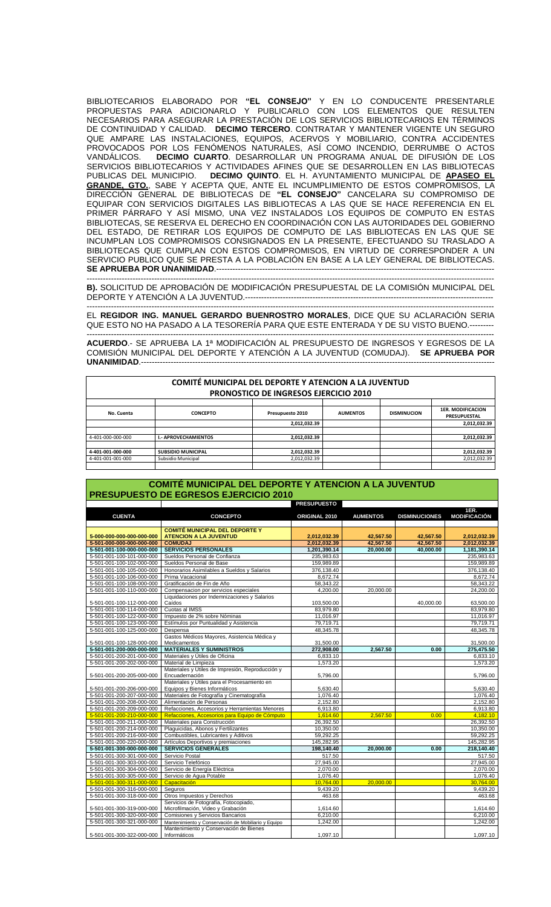BIBLIOTECARIOS ELABORADO POR **"EL CONSEJO"** Y EN LO CONDUCENTE PRESENTARLE PROPUESTAS PARA ADICIONARLO Y PUBLICARLO CON LOS ELEMENTOS QUE RESULTEN NECESARIOS PARA ASEGURAR LA PRESTACIÓN DE LOS SERVICIOS BIBLIOTECARIOS EN TÉRMINOS DE CONTINUIDAD Y CALIDAD. **DECIMO TERCERO**. CONTRATAR Y MANTENER VIGENTE UN SEGURO QUE AMPARE LAS INSTALACIONES, EQUIPOS, ACERVOS Y MOBILIARIO, CONTRA ACCIDENTES PROVOCADOS POR LOS FENÓMENOS NATURALES, ASÍ COMO INCENDIO, DERRUMBE O ACTOS VANDÁLICOS. **DECIMO CUARTO**. DESARROLLAR UN PROGRAMA ANUAL DE DIFUSIÓN DE LOS SERVICIOS BIBLIOTECARIOS Y ACTIVIDADES AFINES QUE SE DESARROLLEN EN LAS BIBLIOTECAS PUBLICAS DEL MUNICIPIO. **DECIMO QUINTO**. EL H. AYUNTAMIENTO MUNICIPAL DE **APASEO EL GRANDE, GTO.**, SABE Y ACEPTA QUE, ANTE EL INCUMPLIMIENTO DE ESTOS COMPROMISOS, LA DIRECCIÓN GENERAL DE BIBLIOTECAS DE **"EL CONSEJO"** CANCELARA SU COMPROMISO DE EQUIPAR CON SERVICIOS DIGITALES LAS BIBLIOTECAS A LAS QUE SE HACE REFERENCIA EN EL PRIMER PÁRRAFO Y ASÍ MISMO, UNA VEZ INSTALADOS LOS EQUIPOS DE COMPUTO EN ESTAS BIBLIOTECAS, SE RESERVA EL DERECHO EN COORDINACIÓN CON LAS AUTORIDADES DEL GOBIERNO DEL ESTADO, DE RETIRAR LOS EQUIPOS DE COMPUTO DE LAS BIBLIOTECAS EN LAS QUE SE INCUMPLAN LOS COMPROMISOS CONSIGNADOS EN LA PRESENTE, EFECTUANDO SU TRASLADO A BIBLIOTECAS QUE CUMPLAN CON ESTOS COMPROMISOS, EN VIRTUD DE CORRESPONDER A UN SERVICIO PUBLICO QUE SE PRESTA A LA POBLACIÓN EN BASE A LA LEY GENERAL DE BIBLIOTECAS. **SE APRUEBA POR UNANIMIDAD**.-----------------------------------------------------------------------------------

------------------------------------------------------------------------------------------------------------------------------------

**B).** SOLICITUD DE APROBACIÓN DE MODIFICACIÓN PRESUPUESTAL DE LA COMISIÓN MUNICIPAL DEL DEPORTE Y ATENCIÓN A LA JUVENTUD.---------------------------------------------------------------------------------

------------------------------------------------------------------------------------------------------------------------------------

EL **REGIDOR ING. MANUEL GERARDO BUENROSTRO MORALES**, DICE QUE SU ACLARACIÓN SERIA QUE ESTO NO HA PASADO A LA TESORERÍA PARA QUE ESTE ENTERADA Y DE SU VISTO BUENO.---------

------------------------------------------------------------------------------------------------------------------------------------

**ACUERDO**.- SE APRUEBA LA 1ª MODIFICACIÓN AL PRESUPUESTO DE INGRESOS Y EGRESOS DE LA COMISIÓN MUNICIPAL DEL DEPORTE Y ATENCIÓN A LA JUVENTUD (COMUDAJ). **SE APRUEBA POR UNANIMIDAD**.-------------------------------------------------------------------------------------------------------------------

**COMITÉ MUNICIPAL DEL DEPORTE Y ATENCION A LA JUVENTUD**
**PRONOSTICO DE INGRESOS EJERCICIO 2010**

| No. Cuenta | CONCEPTO | Presupuesto 2010 | AUMENTOS | DISMINUCION | 1ER. MODIFICACION PRESUPUESTAL |
|---|---|---|---|---|---|
| | | 2,012,032.39 | | | 2,012,032.39 |
| 4-401-000-000-000 | I.- APROVECHAMIENTOS | 2,012,032.39 | | | 2,012,032.39 |
| 4-401-001-000-000 | SUBSIDIO MUNICIPAL | 2,012,032.39 | | | 2,012,032.39 |
| 4-401-001-001-000 | Subsidio Municipal | 2,012,032.39 | | | 2,012,032.39 |

**COMITÉ MUNICIPAL DEL DEPORTE Y ATENCION A LA JUVENTUD**
**PRESUPUESTO DE EGRESOS EJERCICIO 2010**

| CUENTA | CONCEPTO | PRESUPUESTO ORIGINAL 2010 | AUMENTOS | DISMINUCIONES | 1ER. MODIFICACIÓN |
|---|---|---|---|---|---|
| 5-000-000-000-000-000 | COMITÉ MUNICIPAL DEL DEPORTE Y ATENCION A LA JUVENTUD | 2,012,032.39 | 42,567.50 | 42,567.50 | 2,012,032.39 |
| 5-501-000-000-000-000 | COMUDAJ | 2,012,032.39 | 42,567.50 | 42,567.50 | 2,012,032.39 |
| 5-501-001-100-000-000 | SERVICIOS PERSONALES | 1,201,390.14 | 20,000.00 | 40,000.00 | 1,181,390.14 |
| 5-501-001-100-101-000 | Sueldos Personal de Confianza | 235,983.63 | | | 235,983.63 |
| 5-501-001-100-102-000 | Sueldos Personal de Base | 159,989.89 | | | 159,989.89 |
| 5-501-001-100-105-000 | Honorarios Asimilables a Sueldos y Salarios | 376,138.40 | | | 376,138.40 |
| 5-501-001-100-106-000 | Prima Vacacional | 8,672.74 | | | 8,672.74 |
| 5-501-001-100-108-000 | Gratificación de Fin de Año | 58,343.22 | | | 58,343.22 |
| 5-501-001-100-110-000 | Compensacion por servicios especiales | 4,200.00 | 20,000.00 | | 24,200.00 |
| 5-501-001-100-112-000 | Liquidaciones por Indemnizaciones y Salarios Caídos | 103,500.00 | | 40,000.00 | 63,500.00 |
| 5-501-001-100-114-000 | Cuotas al IMSS | 83,979.80 | | | 83,979.80 |
| 5-501-001-100-122-000 | Impuesto de 2% sobre Nóminas | 11,016.97 | | | 11,016.97 |
| 5-501-001-100-123-000 | Estímulos por Puntualidad y Asistencia | 79,719.71 | | | 79,719.71 |
| 5-501-001-100-125-000 | Despensa | 48,345.78 | | | 48,345.78 |
| 5-501-001-100-128-000 | Gastos Médicos Mayores, Asistencia Médica y Medicamentos | 31,500.00 | | | 31,500.00 |
| 5-501-001-200-000-000 | MATERIALES Y SUMINISTROS | 272,908.00 | 2,567.50 | 0.00 | 275,475.50 |
| 5-501-001-200-201-000 | Materiales y Útiles de Oficina | 6,833.10 | | | 6,833.10 |
| 5-501-001-200-202-000 | Material de Limpieza | 1,573.20 | | | 1,573.20 |
| 5-501-001-200-205-000 | Materiales y Útiles de Impresión, Reproducción y Encuadernación | 5,796.00 | | | 5,796.00 |
| 5-501-001-200-206-000 | Materiales y Útiles para el Procesamiento en Equipos y Bienes Informáticos | 5,630.40 | | | 5,630.40 |
| 5-501-001-200-207-000 | Materiales de Fotografía y Cinematografía | 1,076.40 | | | 1,076.40 |
| 5-501-001-200-208-000 | Alimentación de Personas | 2,152.80 | | | 2,152.80 |
| 5-501-001-200-209-000 | Refacciones, Accesorios y Herramientas Menores | 6,913.80 | | | 6,913.80 |
| 5-501-001-200-210-000 | Refacciones, Accesorios para Equipo de Cómputo | 1,614.60 | 2,567.50 | 0.00 | 4,182.10 |
| 5-501-001-200-211-000 | Materiales para Construcción | 26,392.50 | | | 26,392.50 |
| 5-501-001-200-214-000 | Plaguicidas, Abonos y Fertilizantes | 10,350.00 | | | 10,350.00 |
| 5-501-001-200-216-000 | Combustibles, Lubricantes y Aditivos | 59,292.25 | | | 59,292.25 |
| 5-501-001-200-220-000 | Artículos Deportivos y premiaciones | 145,282.95 | | | 145,282.95 |
| 5-501-001-300-000-000 | SERVICIOS GENERALES | 198,140.40 | 20,000.00 | 0.00 | 218,140.40 |
| 5-501-001-300-301-000 | Servicio Postal | 517.50 | | | 517.50 |
| 5-501-001-300-303-000 | Servicio Telefónico | 27,945.00 | | | 27,945.00 |
| 5-501-001-300-304-000 | Servicio de Energía Eléctrica | 2,070.00 | | | 2,070.00 |
| 5-501-001-300-305-000 | Servicio de Agua Potable | 1,076.40 | | | 1,076.40 |
| 5-501-001-300-311-000 | Capacitación | 10,764.00 | 20,000.00 | | 30,764.00 |
| 5-501-001-300-316-000 | Seguros | 9,439.20 | | | 9,439.20 |
| 5-501-001-300-318-000 | Otros Impuestos y Derechos | 463.68 | | | 463.68 |
| 5-501-001-300-319-000 | Servicios de Fotografía, Fotocopiado, Microfilmación, Video y Grabación | 1,614.60 | | | 1,614.60 |
| 5-501-001-300-320-000 | Comisiones y Servicios Bancarios | 6,210.00 | | | 6,210.00 |
| 5-501-001-300-321-000 | Mantenimiento y Conservación de Mobiliario y Equipo | 1,242.00 | | | 1,242.00 |
| 5-501-001-300-322-000 | Mantenimiento y Conservación de Bienes Informáticos | 1,097.10 | | | 1,097.10 |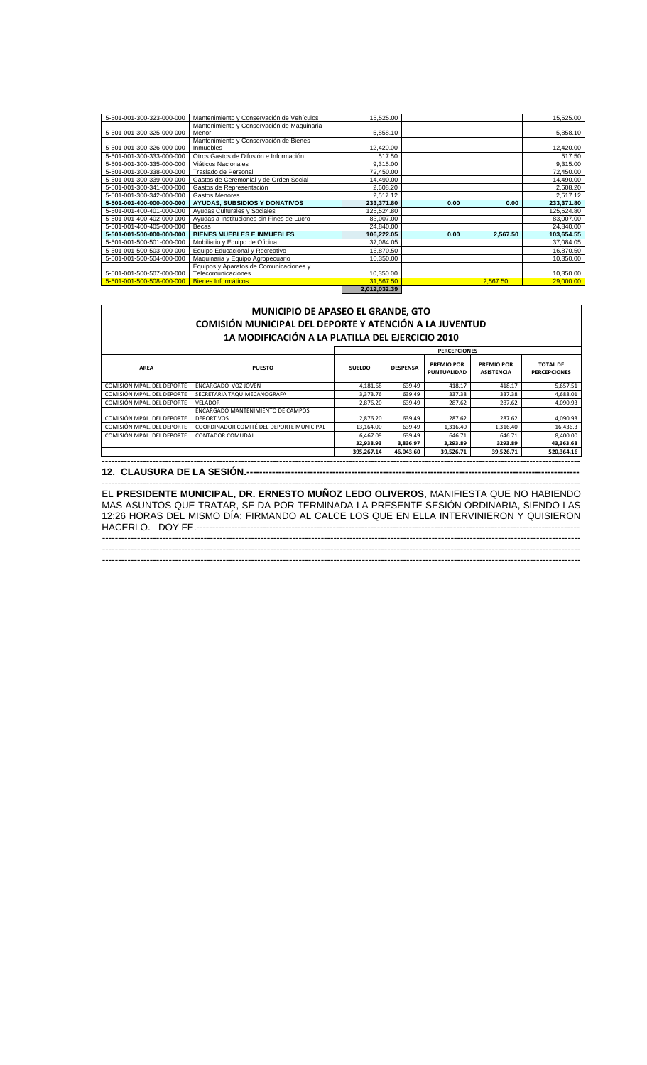| | | | | | |
|---|---|---|---|---|---|
| 5-501-001-300-323-000-000 | Mantenimiento y Conservación de Vehículos | 15,525.00 | | | 15,525.00 |
| 5-501-001-300-325-000-000 | Mantenimiento y Conservación de Maquinaria Menor | 5,858.10 | | | 5,858.10 |
| 5-501-001-300-326-000-000 | Mantenimiento y Conservación de Bienes Inmuebles | 12,420.00 | | | 12,420.00 |
| 5-501-001-300-333-000-000 | Otros Gastos de Difusión e Información | 517.50 | | | 517.50 |
| 5-501-001-300-335-000-000 | Viáticos Nacionales | 9,315.00 | | | 9,315.00 |
| 5-501-001-300-338-000-000 | Traslado de Personal | 72,450.00 | | | 72,450.00 |
| 5-501-001-300-339-000-000 | Gastos de Ceremonial y de Orden Social | 14,490.00 | | | 14,490.00 |
| 5-501-001-300-341-000-000 | Gastos de Representación | 2,608.20 | | | 2,608.20 |
| 5-501-001-300-342-000-000 | Gastos Menores | 2,517.12 | | | 2,517.12 |
| **5-501-001-400-000-000-000** | **AYUDAS, SUBSIDIOS Y DONATIVOS** | **233,371.80** | **0.00** | **0.00** | **233,371.80** |
| 5-501-001-400-401-000-000 | Ayudas Culturales y Sociales | 125,524.80 | | | 125,524.80 |
| 5-501-001-400-402-000-000 | Ayudas a Instituciones sin Fines de Lucro | 83,007.00 | | | 83,007.00 |
| 5-501-001-400-405-000-000 | Becas | 24,840.00 | | | 24,840.00 |
| **5-501-001-500-000-000-000** | **BIENES MUEBLES E INMUEBLES** | **106,222.05** | **0.00** | **2,567.50** | **103,654.55** |
| 5-501-001-500-501-000-000 | Mobiliario y Equipo de Oficina | 37,084.05 | | | 37,084.05 |
| 5-501-001-500-503-000-000 | Equipo Educacional y Recreativo | 16,870.50 | | | 16,870.50 |
| 5-501-001-500-504-000-000 | Maquinaria y Equipo Agropecuario | 10,350.00 | | | 10,350.00 |
| 5-501-001-500-507-000-000 | Equipos y Aparatos de Comunicaciones y Telecomunicaciones | 10,350.00 | | | 10,350.00 |
| 5-501-001-500-508-000-000 | Bienes Informáticos | 31,567.50 | | 2,567.50 | 29,000.00 |
| | | **2,012,032.39** | | | |

## MUNICIPIO DE APASEO EL GRANDE, GTO
## COMISIÓN MUNICIPAL DEL DEPORTE Y ATENCIÓN A LA JUVENTUD
## 1A MODIFICACIÓN A LA PLATILLA DEL EJERCICIO 2010

| AREA | PUESTO | PERCEPCIONES | | | | |
|---|---|---|---|---|---|---|
| | | **SUELDO** | **DESPENSA** | **PREMIO POR PUNTUALIDAD** | **PREMIO POR ASISTENCIA** | **TOTAL DE PERCEPCIONES** |
| COMISIÓN MPAL. DEL DEPORTE | ENCARGADO VOZ JOVEN | 4,181.68 | 639.49 | 418.17 | 418.17 | 5,657.51 |
| COMISIÓN MPAL. DEL DEPORTE | SECRETARIA TAQUIMECANOGRAFA | 3,373.76 | 639.49 | 337.38 | 337.38 | 4,688.01 |
| COMISIÓN MPAL. DEL DEPORTE | VELADOR | 2,876.20 | 639.49 | 287.62 | 287.62 | 4,090.93 |
| COMISIÓN MPAL. DEL DEPORTE | ENCARGADO MANTENIMIENTO DE CAMPOS DEPORTIVOS | 2,876.20 | 639.49 | 287.62 | 287.62 | 4,090.93 |
| COMISIÓN MPAL. DEL DEPORTE | COORDINADOR COMITÉ DEL DEPORTE MUNICIPAL | 13,164.00 | 639.49 | 1,316.40 | 1,316.40 | 16,436.3 |
| COMISIÓN MPAL. DEL DEPORTE | CONTADOR COMUDAJ | 6,467.09 | 639.49 | 646.71 | 646.71 | 8,400.00 |
| | | **32,938.93** | **3,836.97** | **3,293.89** | **3293.89** | **43,363.68** |
| | | **395,267.14** | **46,043.60** | **39,526.71** | **39,526.71** | **520,364.16** |

--------------------------------------------------------------------------------------------------------------

**12. CLAUSURA DE LA SESIÓN.---------------------------------------------------------------------------------------------**

--------------------------------------------------------------------------------------------------------------

EL **PRESIDENTE MUNICIPAL, DR. ERNESTO MUÑOZ LEDO OLIVEROS**, MANIFIESTA QUE NO HABIENDO MAS ASUNTOS QUE TRATAR, SE DA POR TERMINADA LA PRESENTE SESIÓN ORDINARIA, SIENDO LAS 12:26 HORAS DEL MISMO DÍA; FIRMANDO AL CALCE LOS QUE EN ELLA INTERVINIERON Y QUISIERON HACERLO. DOY FE.--------------------------------------------------------------------------------------------------------

--------------------------------------------------------------------------------------------------------------

--------------------------------------------------------------------------------------------------------------

--------------------------------------------------------------------------------------------------------------